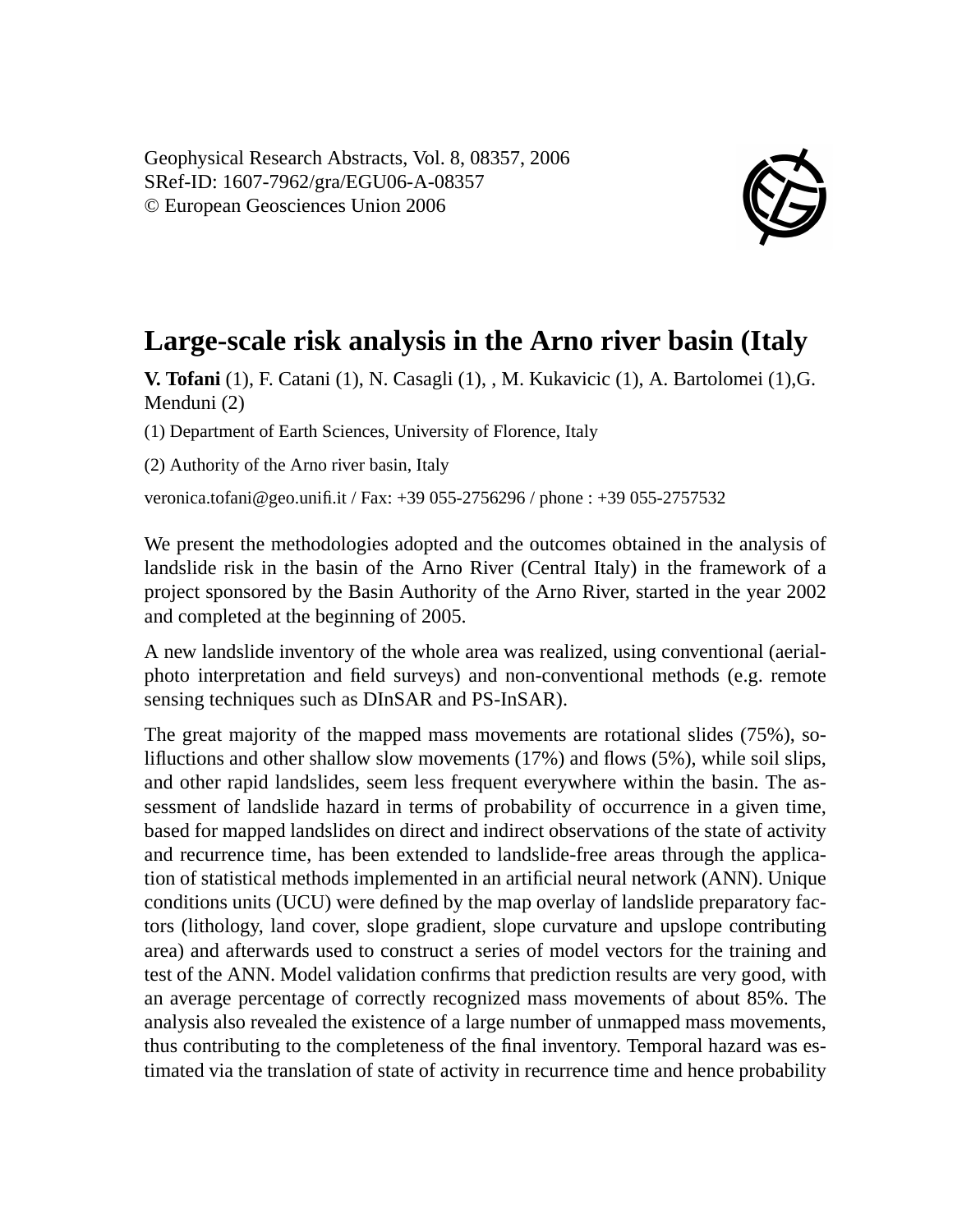Geophysical Research Abstracts, Vol. 8, 08357, 2006
SRef-ID: 1607-7962/gra/EGU06-A-08357
© European Geosciences Union 2006

# Large-scale risk analysis in the Arno river basin (Italy

**V. Tofani** (1), F. Catani (1), N. Casagli (1), , M. Kukavicic (1), A. Bartolomei (1),G. Menduni (2)

(1) Department of Earth Sciences, University of Florence, Italy

(2) Authority of the Arno river basin, Italy

veronica.tofani@geo.unifi.it / Fax: +39 055-2756296 / phone : +39 055-2757532

We present the methodologies adopted and the outcomes obtained in the analysis of landslide risk in the basin of the Arno River (Central Italy) in the framework of a project sponsored by the Basin Authority of the Arno River, started in the year 2002 and completed at the beginning of 2005.

A new landslide inventory of the whole area was realized, using conventional (aerial-photo interpretation and field surveys) and non-conventional methods (e.g. remote sensing techniques such as DInSAR and PS-InSAR).

The great majority of the mapped mass movements are rotational slides (75%), solifluctions and other shallow slow movements (17%) and flows (5%), while soil slips, and other rapid landslides, seem less frequent everywhere within the basin. The assessment of landslide hazard in terms of probability of occurrence in a given time, based for mapped landslides on direct and indirect observations of the state of activity and recurrence time, has been extended to landslide-free areas through the application of statistical methods implemented in an artificial neural network (ANN). Unique conditions units (UCU) were defined by the map overlay of landslide preparatory factors (lithology, land cover, slope gradient, slope curvature and upslope contributing area) and afterwards used to construct a series of model vectors for the training and test of the ANN. Model validation confirms that prediction results are very good, with an average percentage of correctly recognized mass movements of about 85%. The analysis also revealed the existence of a large number of unmapped mass movements, thus contributing to the completeness of the final inventory. Temporal hazard was estimated via the translation of state of activity in recurrence time and hence probability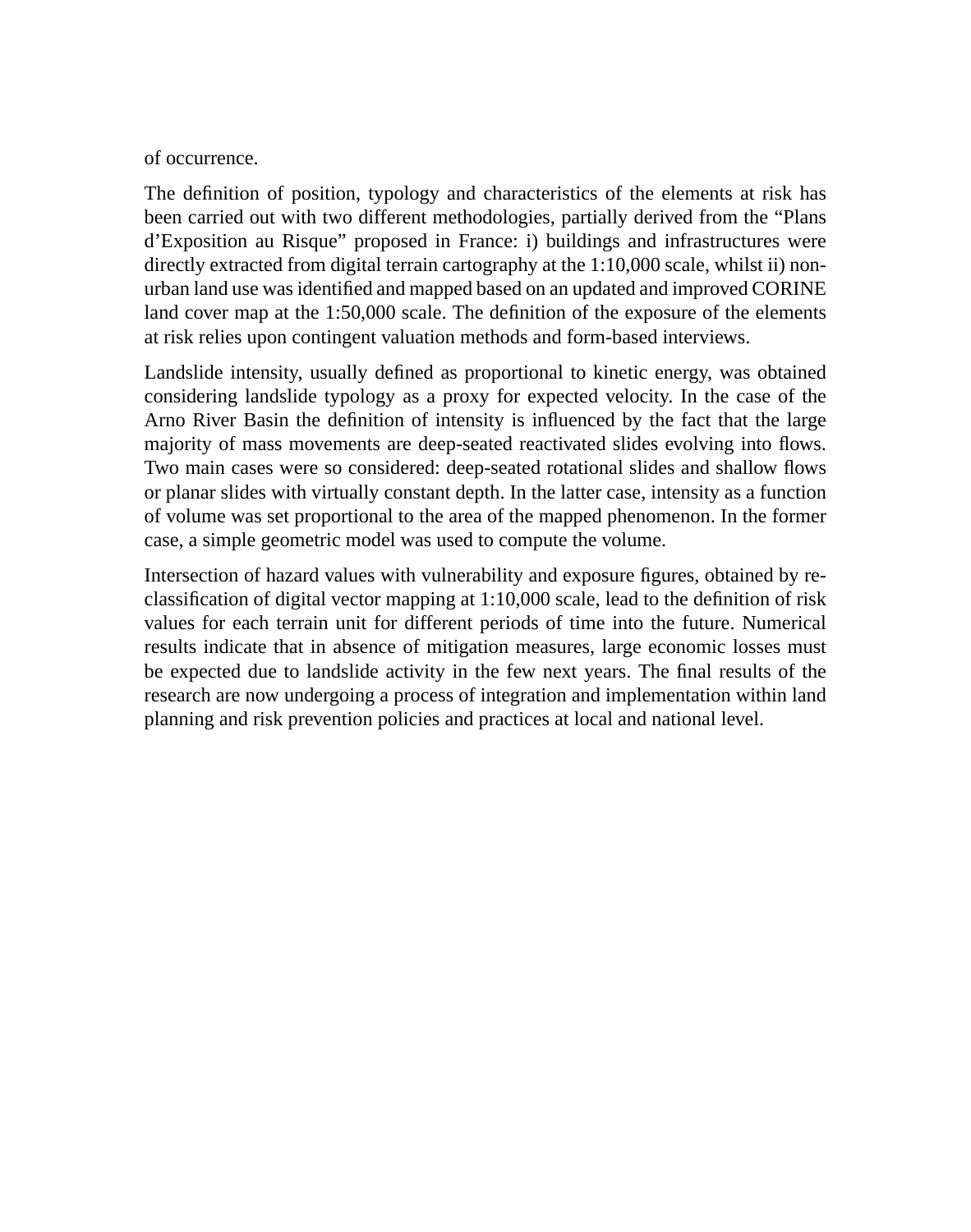of occurrence.

The definition of position, typology and characteristics of the elements at risk has been carried out with two different methodologies, partially derived from the “Plans d’Exposition au Risque” proposed in France: i) buildings and infrastructures were directly extracted from digital terrain cartography at the 1:10,000 scale, whilst ii) non-urban land use was identified and mapped based on an updated and improved CORINE land cover map at the 1:50,000 scale. The definition of the exposure of the elements at risk relies upon contingent valuation methods and form-based interviews.

Landslide intensity, usually defined as proportional to kinetic energy, was obtained considering landslide typology as a proxy for expected velocity. In the case of the Arno River Basin the definition of intensity is influenced by the fact that the large majority of mass movements are deep-seated reactivated slides evolving into flows. Two main cases were so considered: deep-seated rotational slides and shallow flows or planar slides with virtually constant depth. In the latter case, intensity as a function of volume was set proportional to the area of the mapped phenomenon. In the former case, a simple geometric model was used to compute the volume.

Intersection of hazard values with vulnerability and exposure figures, obtained by re-classification of digital vector mapping at 1:10,000 scale, lead to the definition of risk values for each terrain unit for different periods of time into the future. Numerical results indicate that in absence of mitigation measures, large economic losses must be expected due to landslide activity in the few next years. The final results of the research are now undergoing a process of integration and implementation within land planning and risk prevention policies and practices at local and national level.